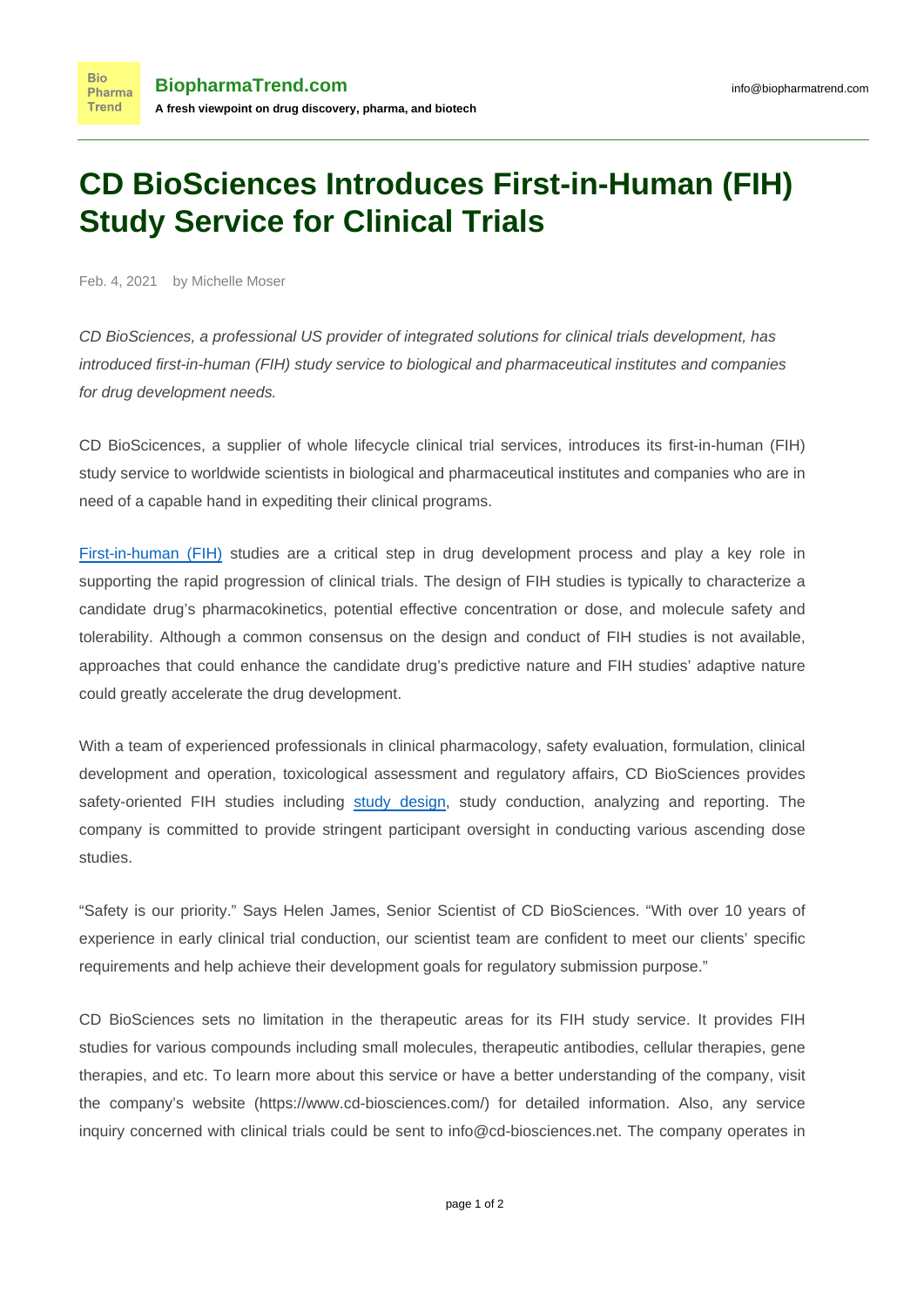# CD BioSciences Introduces First-in-Human (FIH) Study Service for Clinical Trials

Feb. 4, 2021 by Michelle Moser

*CD BioSciences, a professional US provider of integrated solutions for clinical trials development, has introduced first-in-human (FIH) study service to biological and pharmaceutical institutes and companies for drug development needs.*

CD BioScicences, a supplier of whole lifecycle clinical trial services, introduces its first-in-human (FIH) study service to worldwide scientists in biological and pharmaceutical institutes and companies who are in need of a capable hand in expediting their clinical programs.

First-in-human (FIH) studies are a critical step in drug development process and play a key role in supporting the rapid progression of clinical trials. The design of FIH studies is typically to characterize a candidate drug's pharmacokinetics, potential effective concentration or dose, and molecule safety and tolerability. Although a common consensus on the design and conduct of FIH studies is not available, approaches that could enhance the candidate drug's predictive nature and FIH studies' adaptive nature could greatly accelerate the drug development.

With a team of experienced professionals in clinical pharmacology, safety evaluation, formulation, clinical development and operation, toxicological assessment and regulatory affairs, CD BioSciences provides safety-oriented FIH studies including study design, study conduction, analyzing and reporting. The company is committed to provide stringent participant oversight in conducting various ascending dose studies.

"Safety is our priority." Says Helen James, Senior Scientist of CD BioSciences. "With over 10 years of experience in early clinical trial conduction, our scientist team are confident to meet our clients' specific requirements and help achieve their development goals for regulatory submission purpose."

CD BioSciences sets no limitation in the therapeutic areas for its FIH study service. It provides FIH studies for various compounds including small molecules, therapeutic antibodies, cellular therapies, gene therapies, and etc. To learn more about this service or have a better understanding of the company, visit the company's website (https://www.cd-biosciences.com/) for detailed information. Also, any service inquiry concerned with clinical trials could be sent to info@cd-biosciences.net. The company operates in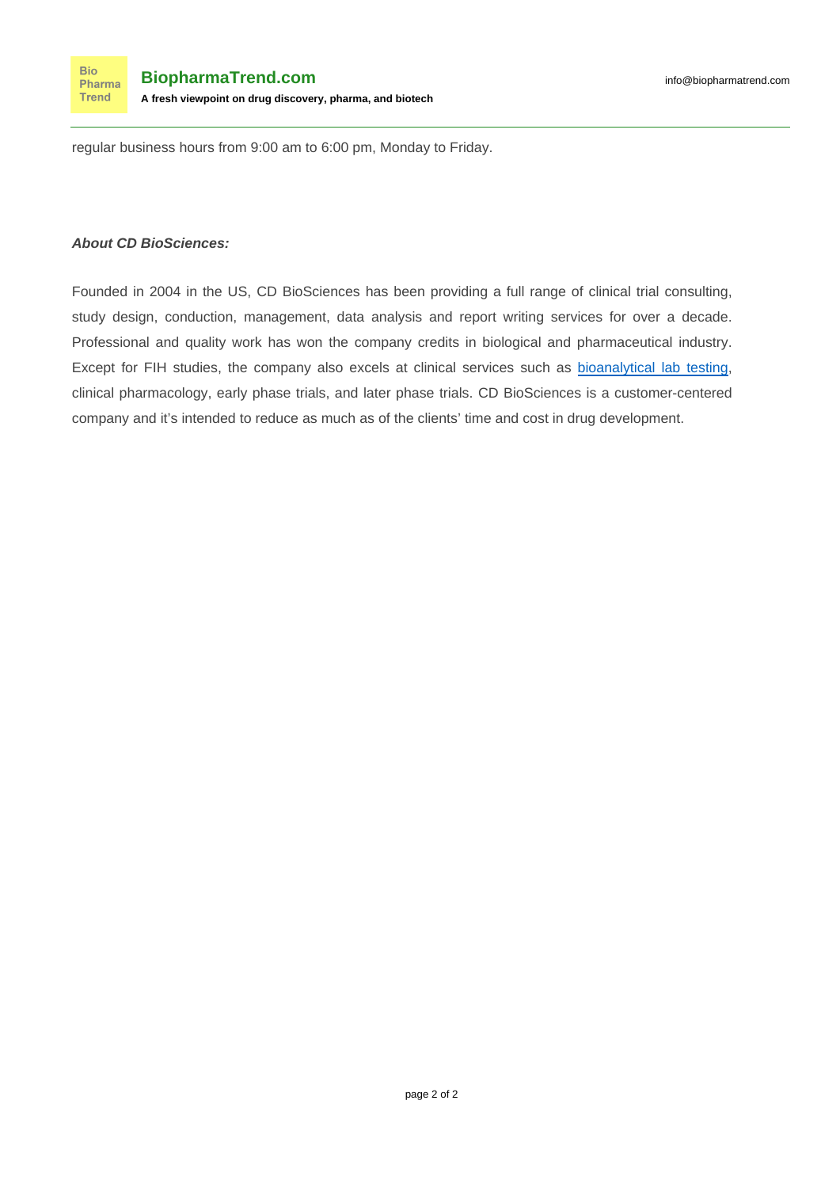regular business hours from 9:00 am to 6:00 pm, Monday to Friday.

***About CD BioSciences:***

Founded in 2004 in the US, CD BioSciences has been providing a full range of clinical trial consulting, study design, conduction, management, data analysis and report writing services for over a decade. Professional and quality work has won the company credits in biological and pharmaceutical industry. Except for FIH studies, the company also excels at clinical services such as bioanalytical lab testing, clinical pharmacology, early phase trials, and later phase trials. CD BioSciences is a customer-centered company and it's intended to reduce as much as of the clients' time and cost in drug development.